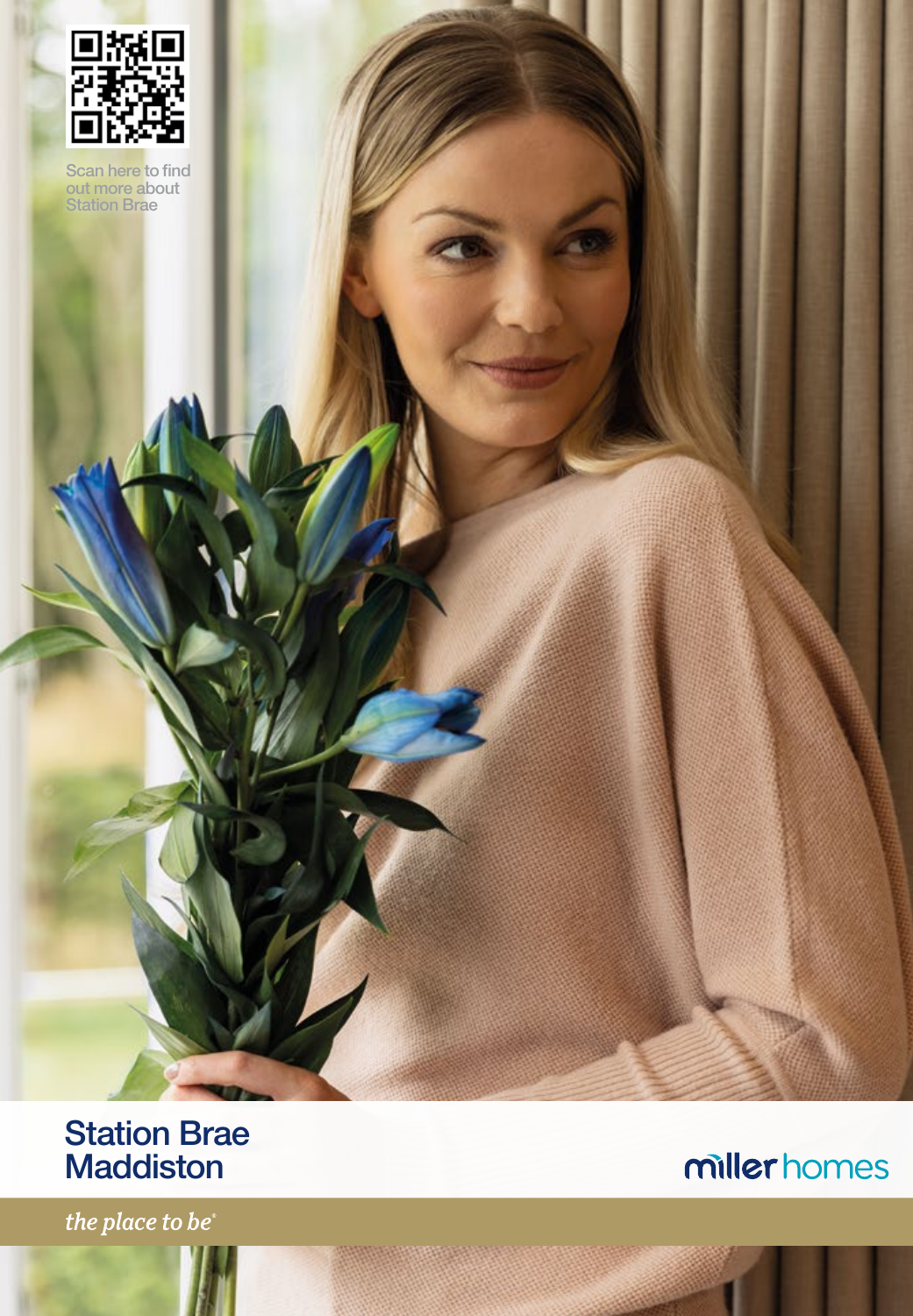Scan here to find out more about Station Brae

# Station Brae Maddiston

miller homes

*the place to be*®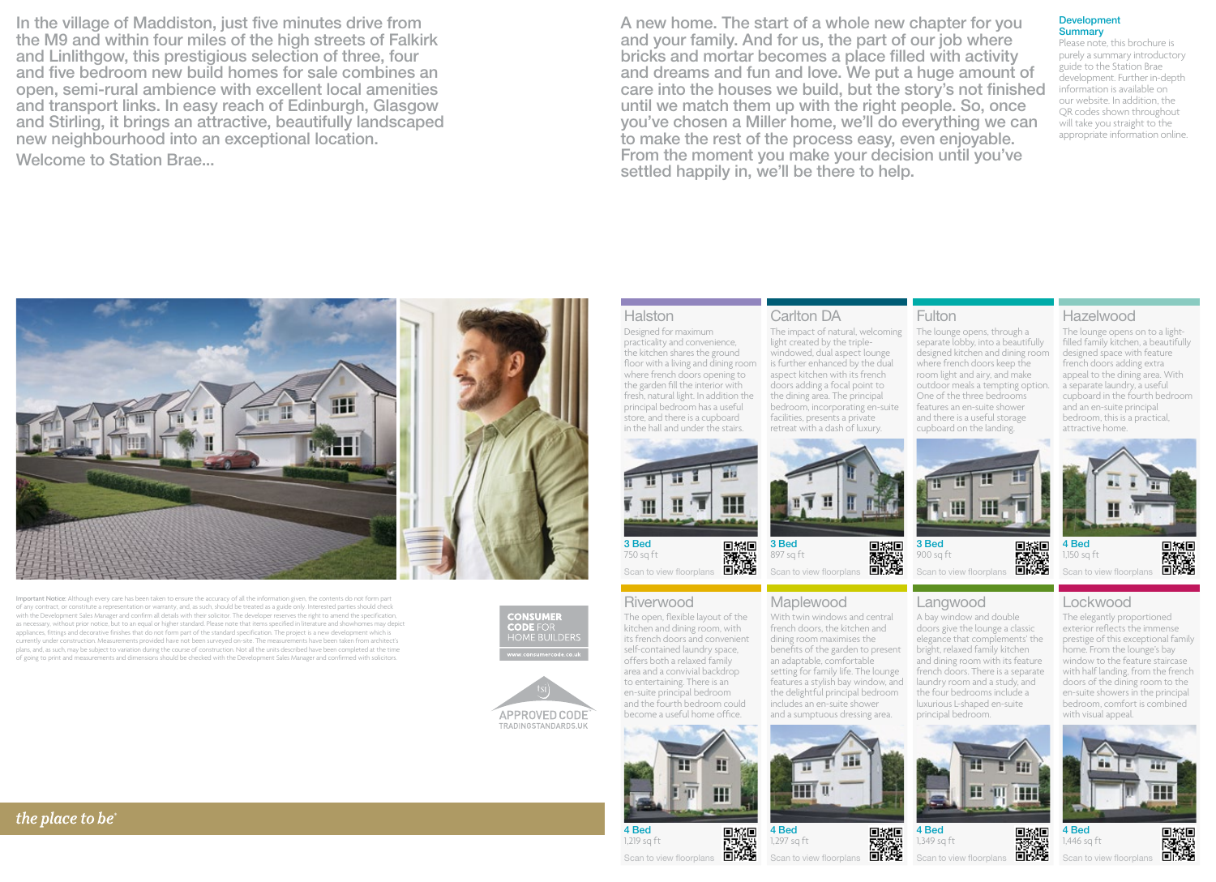In the village of Maddiston, just five minutes drive from the M9 and within four miles of the high streets of Falkirk and Linlithgow, this prestigious selection of three, four and five bedroom new build homes for sale combines an open, semi-rural ambience with excellent local amenities and transport links. In easy reach of Edinburgh, Glasgow and Stirling, it brings an attractive, beautifully landscaped new neighbourhood into an exceptional location.

Welcome to Station Brae...

A new home. The start of a whole new chapter for you and your family. And for us, the part of our job where bricks and mortar becomes a place filled with activity and dreams and fun and love. We put a huge amount of care into the houses we build, but the story's not finished until we match them up with the right people. So, once you've chosen a Miller home, we'll do everything we can to make the rest of the process easy, even enjoyable. From the moment you make your decision until you've settled happily in, we'll be there to help.

## Development Summary

Please note, this brochure is purely a summary introductory guide to the Station Brae development. Further in-depth information is available on our website. In addition, the QR codes shown throughout will take you straight to the appropriate information online.

**Important Notice:** Although every care has been taken to ensure the accuracy of all the information given, the contents do not form part of any contract, or constitute a representation or warranty, and, as such, should be treated as a guide only. Interested parties should check with the Development Sales Manager and confirm all details with their solicitor. The developer reserves the right to amend the specification, as necessary, without prior notice, but to an equal or higher standard. Please note that items specified in literature and showhomes may depict appliances, fittings and decorative finishes that do not form part of the standard specification. The project is a new development which is currently under construction. Measurements provided have not been surveyed on-site. The measurements have been taken from architect's plans and, as such, may be subject to variation during the course of construction. Not all the units described have been completed at the time of going to print and measurements and dimensions should be checked with the Development Sales Manager and confirmed with solicitors.

CONSUMER CODE FOR HOME BUILDERS
www.consumercode.co.uk

APPROVED CODE
TRADINGSTANDARDS.UK

*the place to be*

### Halston

Designed for maximum practicality and convenience, the kitchen shares the ground floor with a living and dining room where french doors opening to the garden fill the interior with fresh, natural light. In addition the principal bedroom has a useful store, and there is a cupboard in the hall and under the stairs.

3 Bed
750 sq ft
Scan to view floorplans

### Carlton DA

The impact of natural, welcoming light created by the triple-windowed, dual aspect lounge is further enhanced by the dual aspect kitchen with its french doors adding a focal point to the dining area. The principal bedroom, incorporating en-suite facilities, presents a private retreat with a dash of luxury.

3 Bed
897 sq ft
Scan to view floorplans

### Fulton

The lounge opens, through a separate lobby, into a beautifully designed kitchen and dining room where french doors keep the room light and airy, and make outdoor meals a tempting option. One of the three bedrooms features an en-suite shower and there is a useful storage cupboard on the landing.

3 Bed
900 sq ft
Scan to view floorplans

### Hazelwood

The lounge opens on to a light-filled family kitchen, a beautifully designed space with feature french doors adding extra appeal to the dining area. With a separate laundry, a useful cupboard in the fourth bedroom and an en-suite principal bedroom, this is a practical, attractive home.

4 Bed
1,150 sq ft
Scan to view floorplans

### Riverwood

The open, flexible layout of the kitchen and dining room, with its french doors and convenient self-contained laundry space, offers both a relaxed family area and a convivial backdrop to entertaining. There is an en-suite principal bedroom and the fourth bedroom could become a useful home office.

4 Bed
1,219 sq ft
Scan to view floorplans

### Maplewood

With twin windows and central french doors, the kitchen and dining room maximises the benefits of the garden to present an adaptable, comfortable setting for family life. The lounge features a stylish bay window, and the delightful principal bedroom includes an en-suite shower and a sumptuous dressing area.

4 Bed
1,297 sq ft
Scan to view floorplans

### Langwood

A bay window and double doors give the lounge a classic elegance that complements the bright, relaxed family kitchen and dining room with its feature french doors. There is a separate laundry room and a study, and the four bedrooms include a luxurious L-shaped en-suite principal bedroom.

4 Bed
1,349 sq ft
Scan to view floorplans

### Lockwood

The elegantly proportioned exterior reflects the immense prestige of this exceptional family home. From the lounge's bay window to the feature staircase with half landing, from the french doors of the dining room to the en-suite showers in the principal bedroom, comfort is combined with visual appeal.

4 Bed
1,446 sq ft
Scan to view floorplans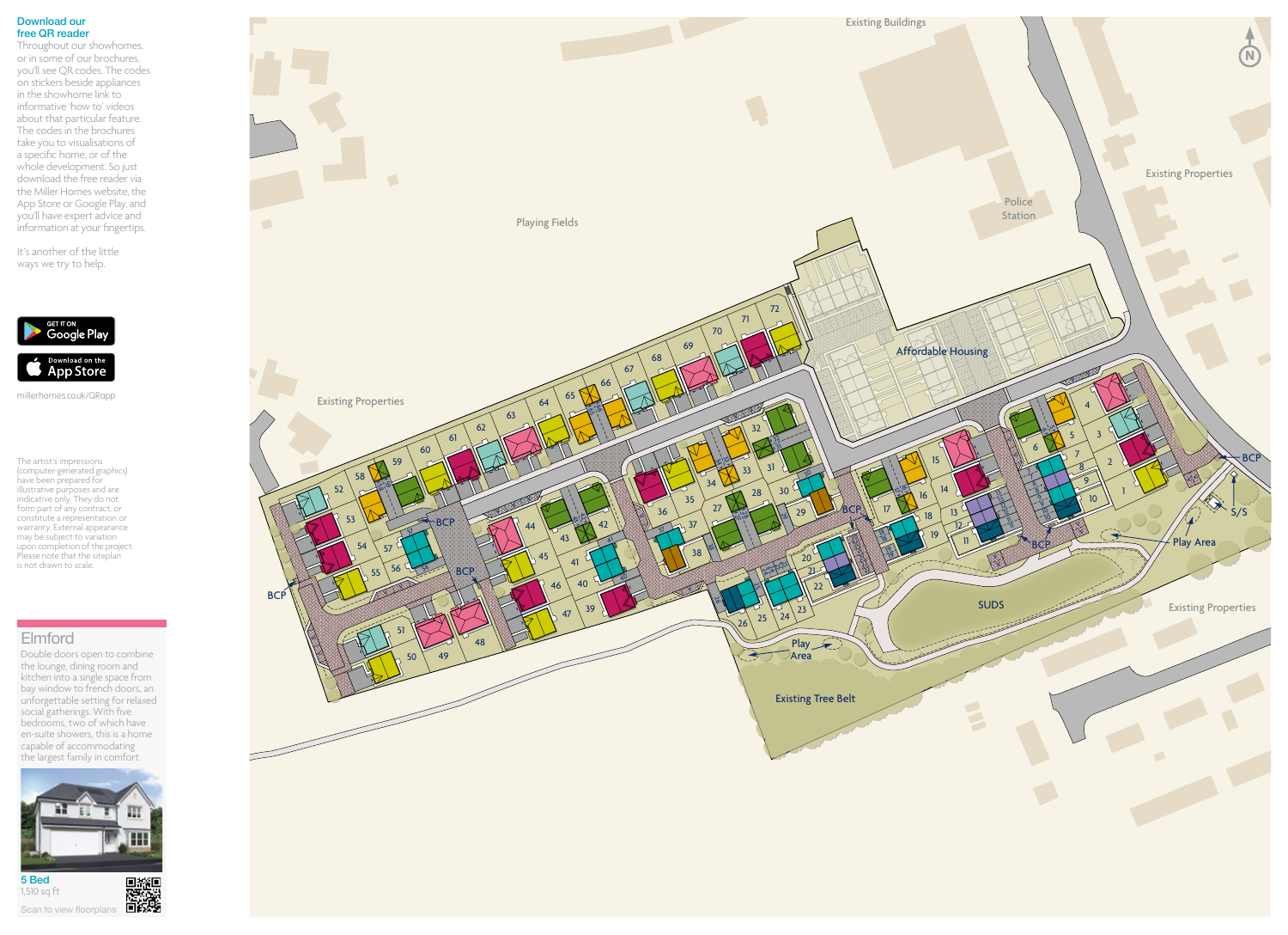## Download our free QR reader

Throughout our showhomes, or in some of our brochures, you'll see QR codes. The codes on stickers beside appliances in the showhome link to informative 'how to' videos about that particular feature. The codes in the brochures take you to visualisations of a specific home, or of the whole development. So just download the free reader via the Miller Homes website, the App Store or Google Play, and you'll have expert advice and information at your fingertips.

It's another of the little ways we try to help.

GET IT ON Google Play

Download on the App Store

millerhomes.co.uk/QRapp

The artist's impressions (computer-generated graphics) have been prepared for illustrative purposes and are indicative only. They do not form part of any contract, or constitute a representation or warranty. External appearance may be subject to variation upon completion of the project. Please note that the siteplan is not drawn to scale.

## Elmford

Double doors open to combine the lounge, dining room and kitchen into a single space from bay window to french doors, an unforgettable setting for relaxed social gatherings. With five bedrooms, two of which have en-suite showers, this is a home capable of accommodating the largest family in comfort.

**5 Bed**
1,510 sq ft

Scan to view floorplans

Existing Buildings

Existing Properties

Police Station

Playing Fields

Affordable Housing

Existing Properties

BCP

S/S

Play Area

SUDS

Existing Properties

Play Area

Existing Tree Belt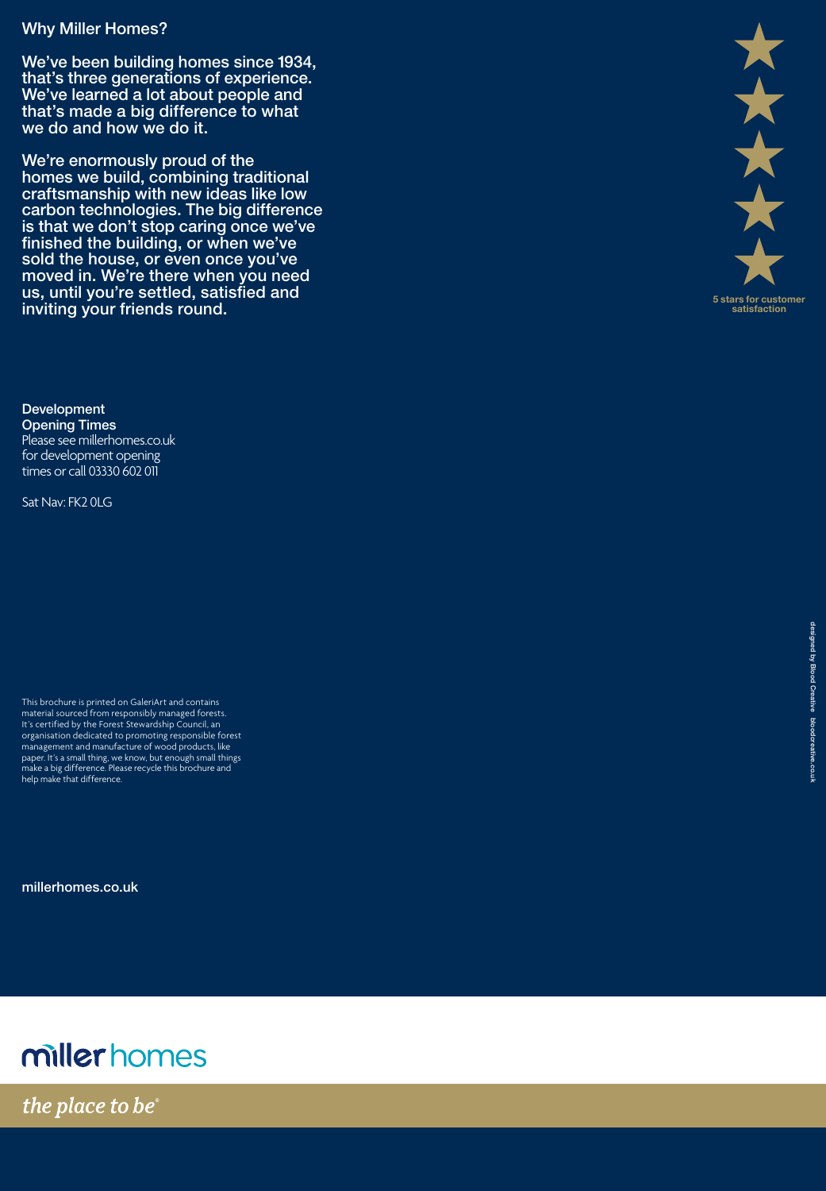## Why Miller Homes?

We've been building homes since 1934, that's three generations of experience. We've learned a lot about people and that's made a big difference to what we do and how we do it.

We're enormously proud of the homes we build, combining traditional craftsmanship with new ideas like low carbon technologies. The big difference is that we don't stop caring once we've finished the building, or when we've sold the house, or even once you've moved in. We're there when you need us, until you're settled, satisfied and inviting your friends round.

5 stars for customer satisfaction

**Development Opening Times**
Please see millerhomes.co.uk for development opening times or call 03330 602 011

Sat Nav: FK2 0LG

This brochure is printed on GaleriArt and contains material sourced from responsibly managed forests. It's certified by the Forest Stewardship Council, an organisation dedicated to promoting responsible forest management and manufacture of wood products, like paper. It's a small thing, we know, but enough small things make a big difference. Please recycle this brochure and help make that difference.

designed by Blood Creative bloodcreative.co.uk

millerhomes.co.uk

miller homes

*the place to be®*